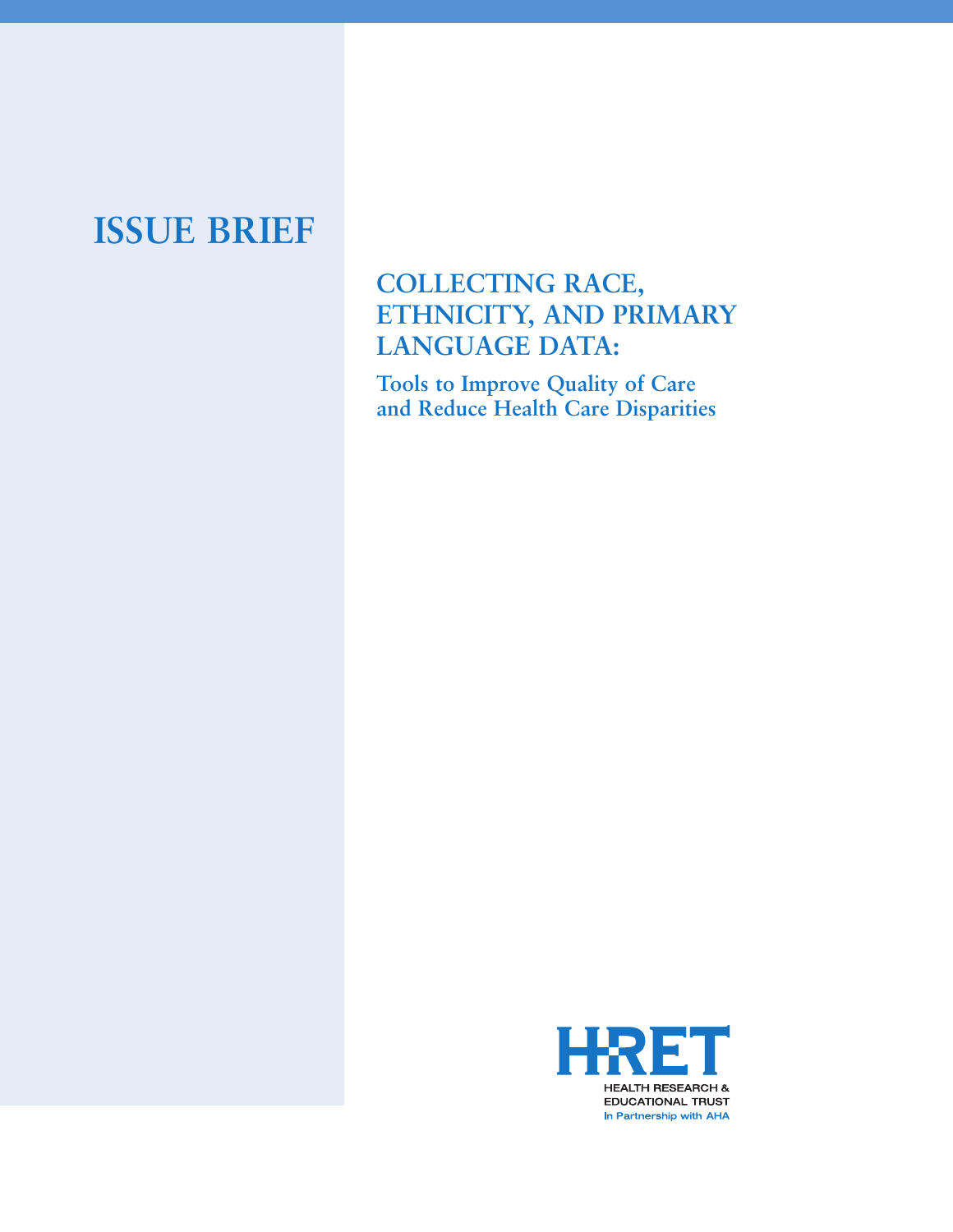# ISSUE BRIEF

## COLLECTING RACE, ETHNICITY, AND PRIMARY LANGUAGE DATA:

### Tools to Improve Quality of Care and Reduce Health Care Disparities

HRET

HEALTH RESEARCH & EDUCATIONAL TRUST

In Partnership with AHA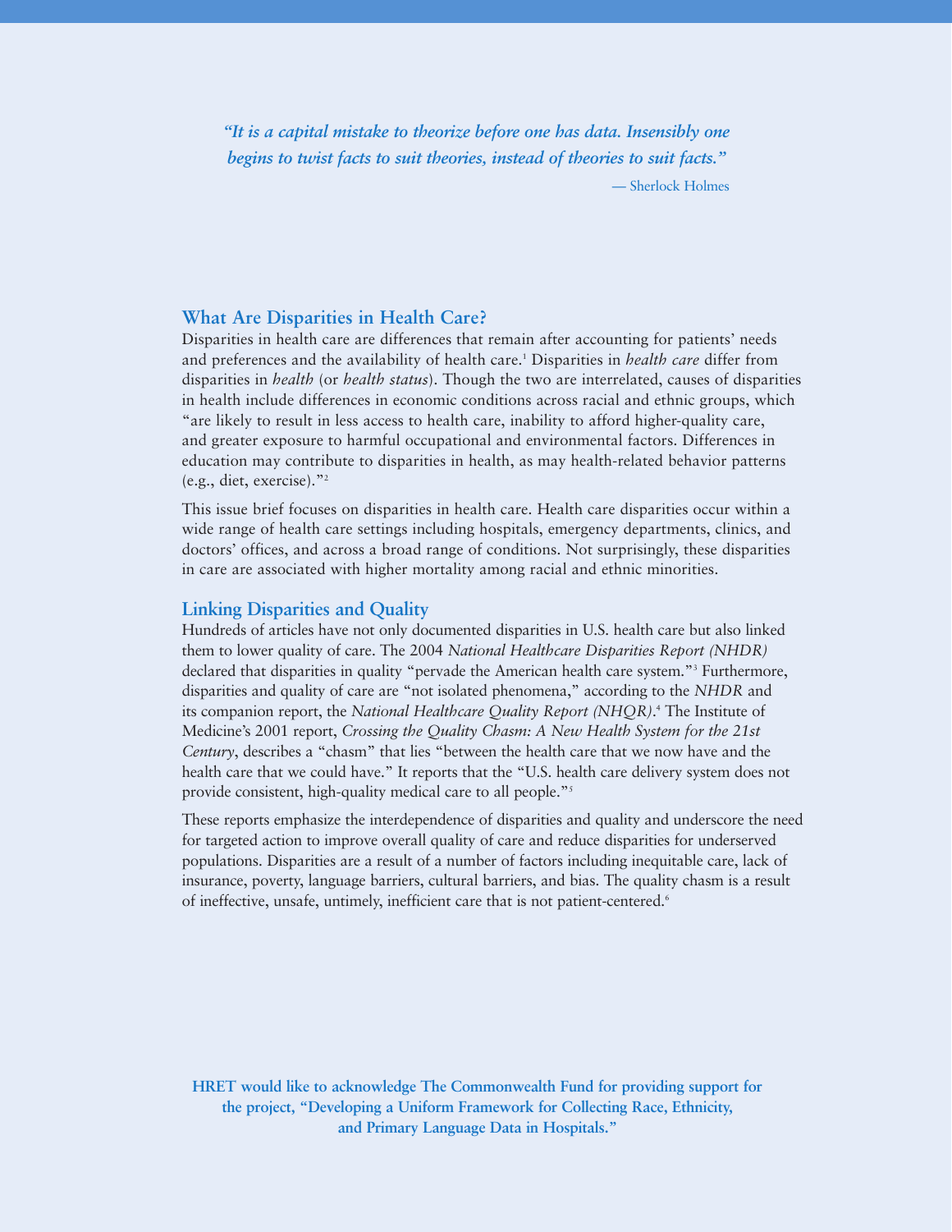*"It is a capital mistake to theorize before one has data. Insensibly one begins to twist facts to suit theories, instead of theories to suit facts."*

— Sherlock Holmes

## What Are Disparities in Health Care?

Disparities in health care are differences that remain after accounting for patients' needs and preferences and the availability of health care.[1] Disparities in *health care* differ from disparities in *health* (or *health status*). Though the two are interrelated, causes of disparities in health include differences in economic conditions across racial and ethnic groups, which "are likely to result in less access to health care, inability to afford higher-quality care, and greater exposure to harmful occupational and environmental factors. Differences in education may contribute to disparities in health, as may health-related behavior patterns (e.g., diet, exercise)."[2]

This issue brief focuses on disparities in health care. Health care disparities occur within a wide range of health care settings including hospitals, emergency departments, clinics, and doctors' offices, and across a broad range of conditions. Not surprisingly, these disparities in care are associated with higher mortality among racial and ethnic minorities.

## Linking Disparities and Quality

Hundreds of articles have not only documented disparities in U.S. health care but also linked them to lower quality of care. The 2004 *National Healthcare Disparities Report (NHDR)* declared that disparities in quality "pervade the American health care system."[3] Furthermore, disparities and quality of care are "not isolated phenomena," according to the *NHDR* and its companion report, the *National Healthcare Quality Report (NHQR)*.[4] The Institute of Medicine's 2001 report, *Crossing the Quality Chasm: A New Health System for the 21st Century*, describes a "chasm" that lies "between the health care that we now have and the health care that we could have." It reports that the "U.S. health care delivery system does not provide consistent, high-quality medical care to all people."[5]

These reports emphasize the interdependence of disparities and quality and underscore the need for targeted action to improve overall quality of care and reduce disparities for underserved populations. Disparities are a result of a number of factors including inequitable care, lack of insurance, poverty, language barriers, cultural barriers, and bias. The quality chasm is a result of ineffective, unsafe, untimely, inefficient care that is not patient-centered.[6]

**HRET would like to acknowledge The Commonwealth Fund for providing support for the project, "Developing a Uniform Framework for Collecting Race, Ethnicity, and Primary Language Data in Hospitals."**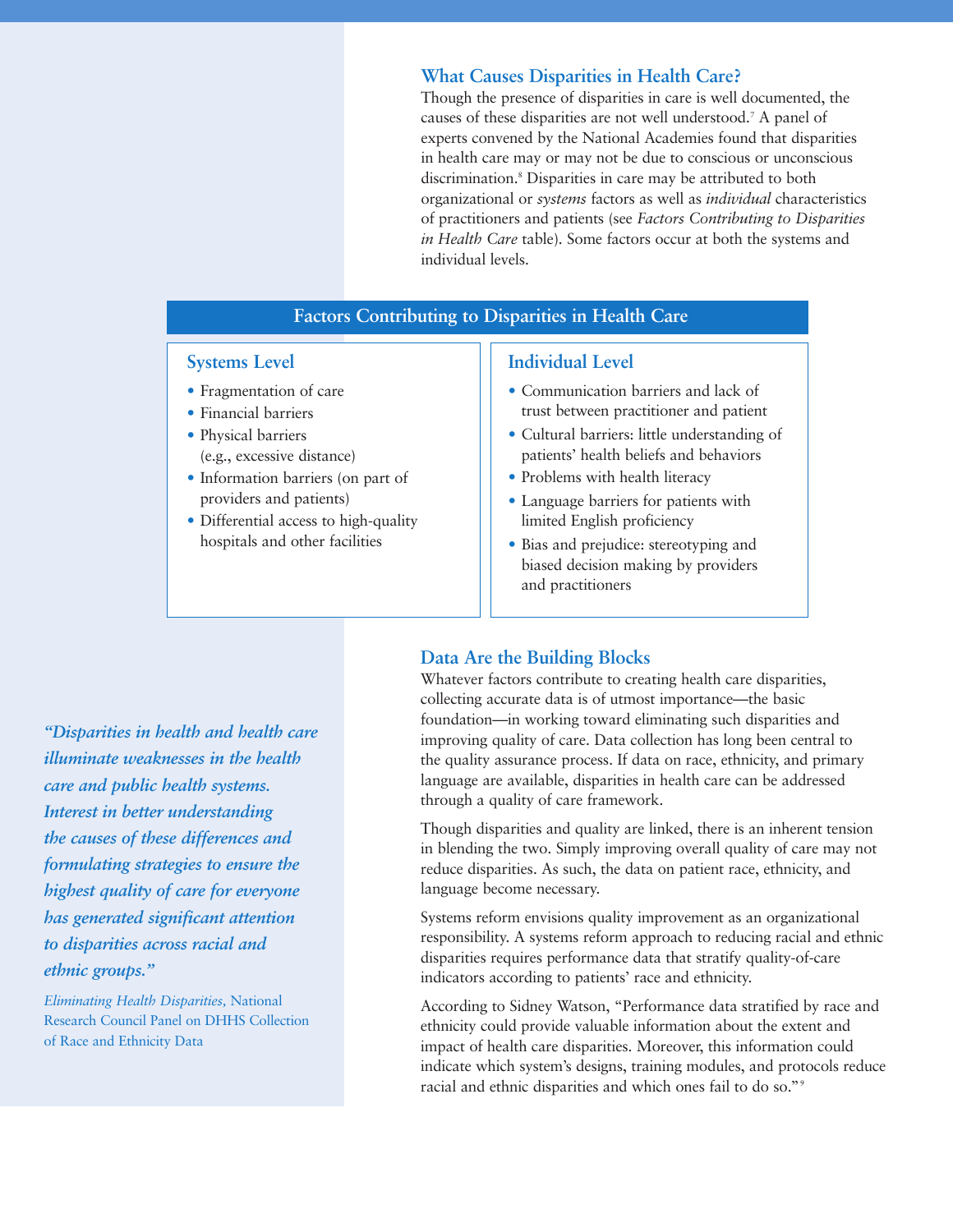## What Causes Disparities in Health Care?

Though the presence of disparities in care is well documented, the causes of these disparities are not well understood.[7] A panel of experts convened by the National Academies found that disparities in health care may or may not be due to conscious or unconscious discrimination.[8] Disparities in care may be attributed to both organizational or *systems* factors as well as *individual* characteristics of practitioners and patients (see *Factors Contributing to Disparities in Health Care* table). Some factors occur at both the systems and individual levels.

### Factors Contributing to Disparities in Health Care

**Systems Level**

- Fragmentation of care
- Financial barriers
- Physical barriers (e.g., excessive distance)
- Information barriers (on part of providers and patients)
- Differential access to high-quality hospitals and other facilities

**Individual Level**

- Communication barriers and lack of trust between practitioner and patient
- Cultural barriers: little understanding of patients' health beliefs and behaviors
- Problems with health literacy
- Language barriers for patients with limited English proficiency
- Bias and prejudice: stereotyping and biased decision making by providers and practitioners

## Data Are the Building Blocks

Whatever factors contribute to creating health care disparities, collecting accurate data is of utmost importance—the basic foundation—in working toward eliminating such disparities and improving quality of care. Data collection has long been central to the quality assurance process. If data on race, ethnicity, and primary language are available, disparities in health care can be addressed through a quality of care framework.

Though disparities and quality are linked, there is an inherent tension in blending the two. Simply improving overall quality of care may not reduce disparities. As such, the data on patient race, ethnicity, and language become necessary.

Systems reform envisions quality improvement as an organizational responsibility. A systems reform approach to reducing racial and ethnic disparities requires performance data that stratify quality-of-care indicators according to patients' race and ethnicity.

According to Sidney Watson, "Performance data stratified by race and ethnicity could provide valuable information about the extent and impact of health care disparities. Moreover, this information could indicate which system's designs, training modules, and protocols reduce racial and ethnic disparities and which ones fail to do so."[9]

*"Disparities in health and health care illuminate weaknesses in the health care and public health systems. Interest in better understanding the causes of these differences and formulating strategies to ensure the highest quality of care for everyone has generated significant attention to disparities across racial and ethnic groups."*

*Eliminating Health Disparities,* National Research Council Panel on DHHS Collection of Race and Ethnicity Data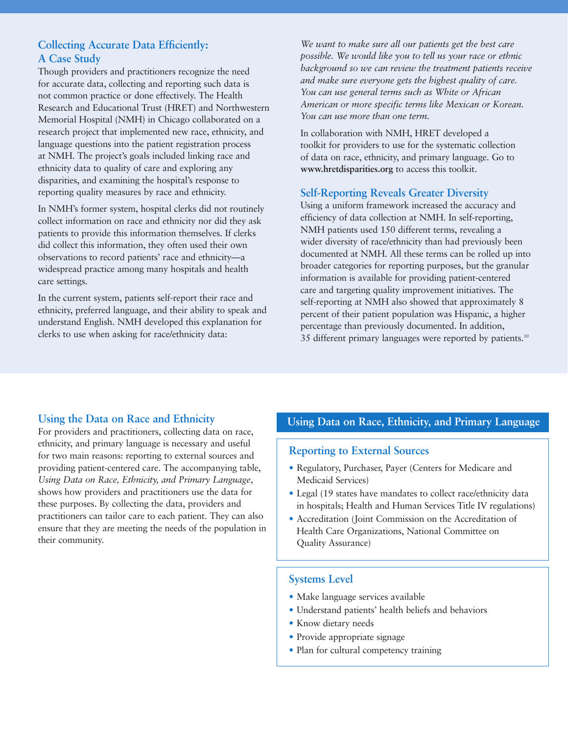## Collecting Accurate Data Efficiently: A Case Study

Though providers and practitioners recognize the need for accurate data, collecting and reporting such data is not common practice or done effectively. The Health Research and Educational Trust (HRET) and Northwestern Memorial Hospital (NMH) in Chicago collaborated on a research project that implemented new race, ethnicity, and language questions into the patient registration process at NMH. The project's goals included linking race and ethnicity data to quality of care and exploring any disparities, and examining the hospital's response to reporting quality measures by race and ethnicity.

In NMH's former system, hospital clerks did not routinely collect information on race and ethnicity nor did they ask patients to provide this information themselves. If clerks did collect this information, they often used their own observations to record patients' race and ethnicity—a widespread practice among many hospitals and health care settings.

In the current system, patients self-report their race and ethnicity, preferred language, and their ability to speak and understand English. NMH developed this explanation for clerks to use when asking for race/ethnicity data:

*We want to make sure all our patients get the best care possible. We would like you to tell us your race or ethnic background so we can review the treatment patients receive and make sure everyone gets the highest quality of care. You can use general terms such as White or African American or more specific terms like Mexican or Korean. You can use more than one term.*

In collaboration with NMH, HRET developed a toolkit for providers to use for the systematic collection of data on race, ethnicity, and primary language. Go to **www.hretdisparities.org** to access this toolkit.

### Self-Reporting Reveals Greater Diversity

Using a uniform framework increased the accuracy and efficiency of data collection at NMH. In self-reporting, NMH patients used 150 different terms, revealing a wider diversity of race/ethnicity than had previously been documented at NMH. All these terms can be rolled up into broader categories for reporting purposes, but the granular information is available for providing patient-centered care and targeting quality improvement initiatives. The self-reporting at NMH also showed that approximately 8 percent of their patient population was Hispanic, a higher percentage than previously documented. In addition, 35 different primary languages were reported by patients.[10]

## Using the Data on Race and Ethnicity

For providers and practitioners, collecting data on race, ethnicity, and primary language is necessary and useful for two main reasons: reporting to external sources and providing patient-centered care. The accompanying table, *Using Data on Race, Ethnicity, and Primary Language*, shows how providers and practitioners use the data for these purposes. By collecting the data, providers and practitioners can tailor care to each patient. They can also ensure that they are meeting the needs of the population in their community.

### Using Data on Race, Ethnicity, and Primary Language

#### Reporting to External Sources

- Regulatory, Purchaser, Payer (Centers for Medicare and Medicaid Services)
- Legal (19 states have mandates to collect race/ethnicity data in hospitals; Health and Human Services Title IV regulations)
- Accreditation (Joint Commission on the Accreditation of Health Care Organizations, National Committee on Quality Assurance)

#### Systems Level

- Make language services available
- Understand patients' health beliefs and behaviors
- Know dietary needs
- Provide appropriate signage
- Plan for cultural competency training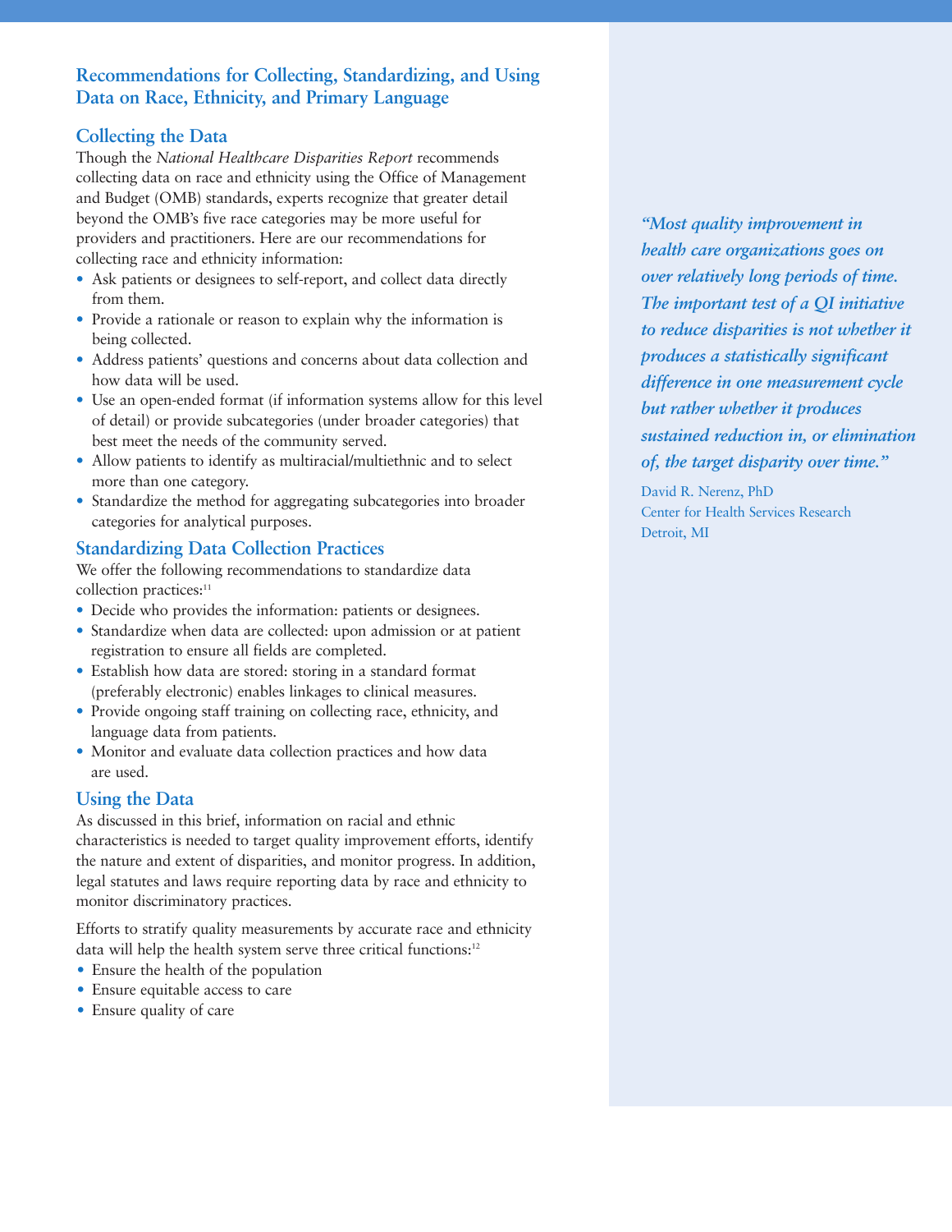## Recommendations for Collecting, Standardizing, and Using Data on Race, Ethnicity, and Primary Language

### Collecting the Data

Though the *National Healthcare Disparities Report* recommends collecting data on race and ethnicity using the Office of Management and Budget (OMB) standards, experts recognize that greater detail beyond the OMB's five race categories may be more useful for providers and practitioners. Here are our recommendations for collecting race and ethnicity information:

- Ask patients or designees to self-report, and collect data directly from them.
- Provide a rationale or reason to explain why the information is being collected.
- Address patients' questions and concerns about data collection and how data will be used.
- Use an open-ended format (if information systems allow for this level of detail) or provide subcategories (under broader categories) that best meet the needs of the community served.
- Allow patients to identify as multiracial/multiethnic and to select more than one category.
- Standardize the method for aggregating subcategories into broader categories for analytical purposes.

### Standardizing Data Collection Practices

We offer the following recommendations to standardize data collection practices:[11]

- Decide who provides the information: patients or designees.
- Standardize when data are collected: upon admission or at patient registration to ensure all fields are completed.
- Establish how data are stored: storing in a standard format (preferably electronic) enables linkages to clinical measures.
- Provide ongoing staff training on collecting race, ethnicity, and language data from patients.
- Monitor and evaluate data collection practices and how data are used.

### Using the Data

As discussed in this brief, information on racial and ethnic characteristics is needed to target quality improvement efforts, identify the nature and extent of disparities, and monitor progress. In addition, legal statutes and laws require reporting data by race and ethnicity to monitor discriminatory practices.

Efforts to stratify quality measurements by accurate race and ethnicity data will help the health system serve three critical functions:[12]

- Ensure the health of the population
- Ensure equitable access to care
- Ensure quality of care

*"Most quality improvement in health care organizations goes on over relatively long periods of time. The important test of a QI initiative to reduce disparities is not whether it produces a statistically significant difference in one measurement cycle but rather whether it produces sustained reduction in, or elimination of, the target disparity over time."*

David R. Nerenz, PhD
Center for Health Services Research
Detroit, MI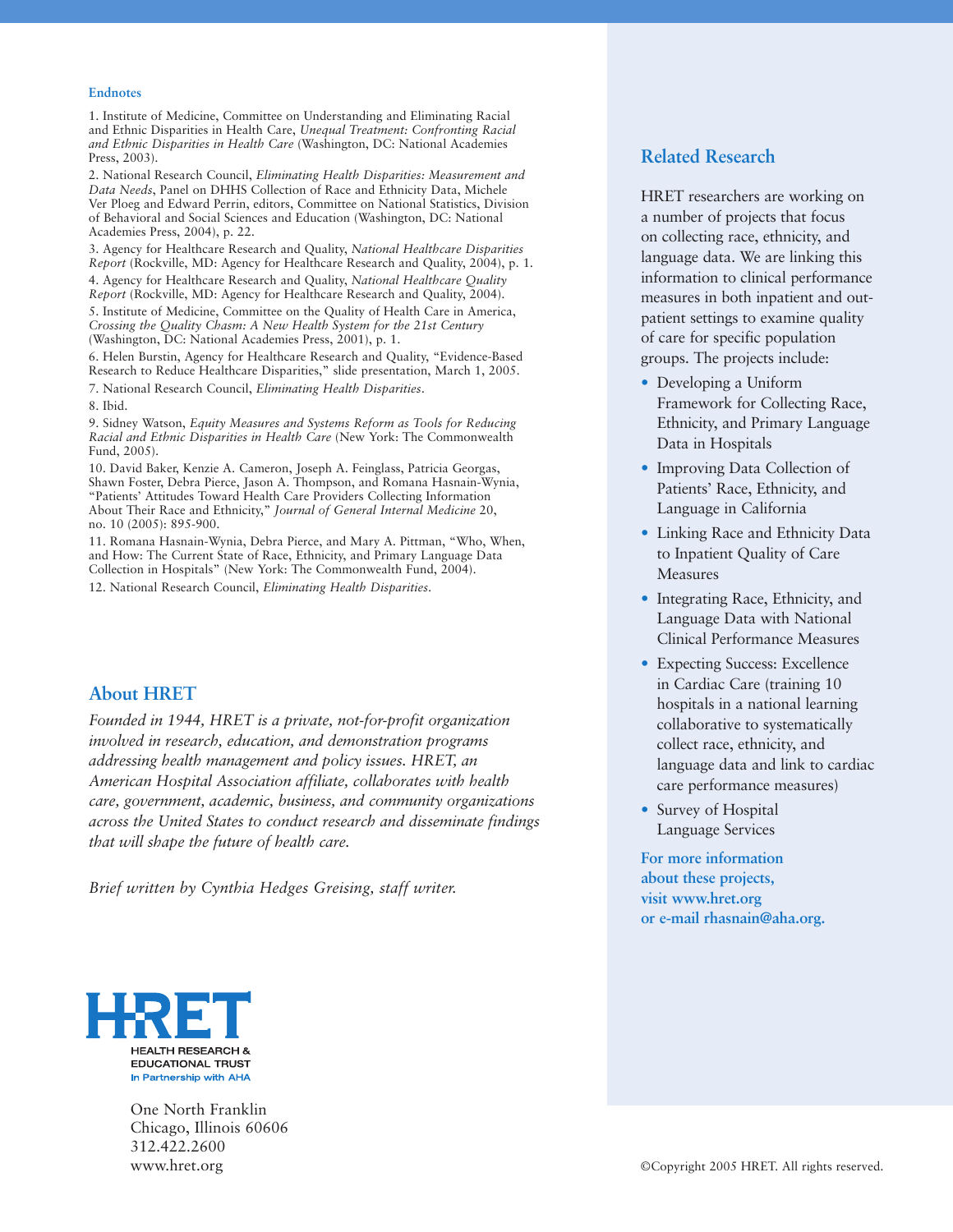## Endnotes

1. Institute of Medicine, Committee on Understanding and Eliminating Racial and Ethnic Disparities in Health Care, *Unequal Treatment: Confronting Racial and Ethnic Disparities in Health Care* (Washington, DC: National Academies Press, 2003).

2. National Research Council, *Eliminating Health Disparities: Measurement and Data Needs*, Panel on DHHS Collection of Race and Ethnicity Data, Michele Ver Ploeg and Edward Perrin, editors, Committee on National Statistics, Division of Behavioral and Social Sciences and Education (Washington, DC: National Academies Press, 2004), p. 22.

3. Agency for Healthcare Research and Quality, *National Healthcare Disparities Report* (Rockville, MD: Agency for Healthcare Research and Quality, 2004), p. 1.

4. Agency for Healthcare Research and Quality, *National Healthcare Quality Report* (Rockville, MD: Agency for Healthcare Research and Quality, 2004).

5. Institute of Medicine, Committee on the Quality of Health Care in America, *Crossing the Quality Chasm: A New Health System for the 21st Century* (Washington, DC: National Academies Press, 2001), p. 1.

6. Helen Burstin, Agency for Healthcare Research and Quality, "Evidence-Based Research to Reduce Healthcare Disparities," slide presentation, March 1, 2005.

7. National Research Council, *Eliminating Health Disparities*.

8. Ibid.

9. Sidney Watson, *Equity Measures and Systems Reform as Tools for Reducing Racial and Ethnic Disparities in Health Care* (New York: The Commonwealth Fund, 2005).

10. David Baker, Kenzie A. Cameron, Joseph A. Feinglass, Patricia Georgas, Shawn Foster, Debra Pierce, Jason A. Thompson, and Romana Hasnain-Wynia, "Patients' Attitudes Toward Health Care Providers Collecting Information About Their Race and Ethnicity," *Journal of General Internal Medicine* 20, no. 10 (2005): 895-900.

11. Romana Hasnain-Wynia, Debra Pierce, and Mary A. Pittman, "Who, When, and How: The Current State of Race, Ethnicity, and Primary Language Data Collection in Hospitals" (New York: The Commonwealth Fund, 2004).

12. National Research Council, *Eliminating Health Disparities*.

## About HRET

*Founded in 1944, HRET is a private, not-for-profit organization involved in research, education, and demonstration programs addressing health management and policy issues. HRET, an American Hospital Association affiliate, collaborates with health care, government, academic, business, and community organizations across the United States to conduct research and disseminate findings that will shape the future of health care.*

*Brief written by Cynthia Hedges Greising, staff writer.*

HRET
HEALTH RESEARCH & EDUCATIONAL TRUST
In Partnership with AHA

One North Franklin
Chicago, Illinois 60606
312.422.2600
www.hret.org

## Related Research

HRET researchers are working on a number of projects that focus on collecting race, ethnicity, and language data. We are linking this information to clinical performance measures in both inpatient and outpatient settings to examine quality of care for specific population groups. The projects include:

- Developing a Uniform Framework for Collecting Race, Ethnicity, and Primary Language Data in Hospitals
- Improving Data Collection of Patients' Race, Ethnicity, and Language in California
- Linking Race and Ethnicity Data to Inpatient Quality of Care Measures
- Integrating Race, Ethnicity, and Language Data with National Clinical Performance Measures
- Expecting Success: Excellence in Cardiac Care (training 10 hospitals in a national learning collaborative to systematically collect race, ethnicity, and language data and link to cardiac care performance measures)
- Survey of Hospital Language Services

**For more information about these projects, visit www.hret.org or e-mail rhasnain@aha.org.**

©Copyright 2005 HRET. All rights reserved.